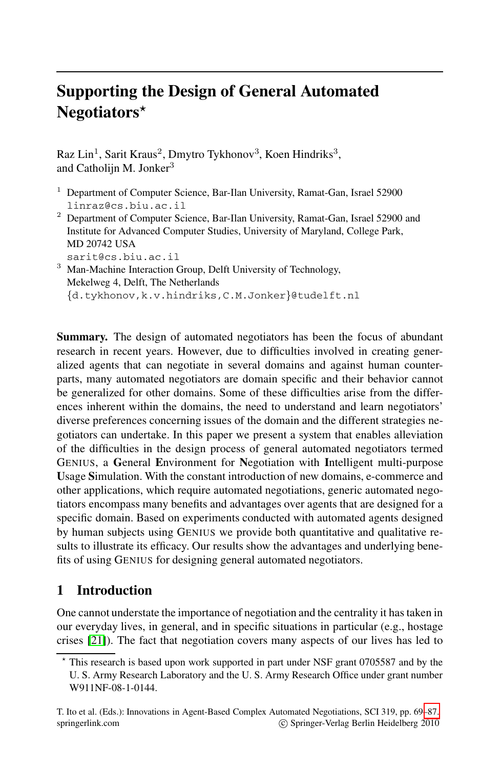# Supporting the Design of General Automated Negotiators*

Raz Lin[1], Sarit Kraus[2], Dmytro Tykhonov[3], Koen Hindriks[3], and Catholijn M. Jonker[3]

[1] Department of Computer Science, Bar-Ilan University, Ramat-Gan, Israel 52900
linraz@cs.biu.ac.il

[2] Department of Computer Science, Bar-Ilan University, Ramat-Gan, Israel 52900 and Institute for Advanced Computer Studies, University of Maryland, College Park, MD 20742 USA
sarit@cs.biu.ac.il

[3] Man-Machine Interaction Group, Delft University of Technology, Mekelweg 4, Delft, The Netherlands
{d.tykhonov,k.v.hindriks,C.M.Jonker}@tudelft.nl

**Summary.** The design of automated negotiators has been the focus of abundant research in recent years. However, due to difficulties involved in creating generalized agents that can negotiate in several domains and against human counterparts, many automated negotiators are domain specific and their behavior cannot be generalized for other domains. Some of these difficulties arise from the differences inherent within the domains, the need to understand and learn negotiators' diverse preferences concerning issues of the domain and the different strategies negotiators can undertake. In this paper we present a system that enables alleviation of the difficulties in the design process of general automated negotiators termed GENIUS, a **G**eneral **E**nvironment for **N**egotiation with **I**ntelligent multi-purpose **U**sage **S**imulation. With the constant introduction of new domains, e-commerce and other applications, which require automated negotiations, generic automated negotiators encompass many benefits and advantages over agents that are designed for a specific domain. Based on experiments conducted with automated agents designed by human subjects using GENIUS we provide both quantitative and qualitative results to illustrate its efficacy. Our results show the advantages and underlying benefits of using GENIUS for designing general automated negotiators.

## 1 Introduction

One cannot understate the importance of negotiation and the centrality it has taken in our everyday lives, in general, and in specific situations in particular (e.g., hostage crises [21]). The fact that negotiation covers many aspects of our lives has led to

* This research is based upon work supported in part under NSF grant 0705587 and by the U. S. Army Research Laboratory and the U. S. Army Research Office under grant number W911NF-08-1-0144.

T. Ito et al. (Eds.): Innovations in Agent-Based Complex Automated Negotiations, SCI 319, pp. 69–87.
springerlink.com © Springer-Verlag Berlin Heidelberg 2010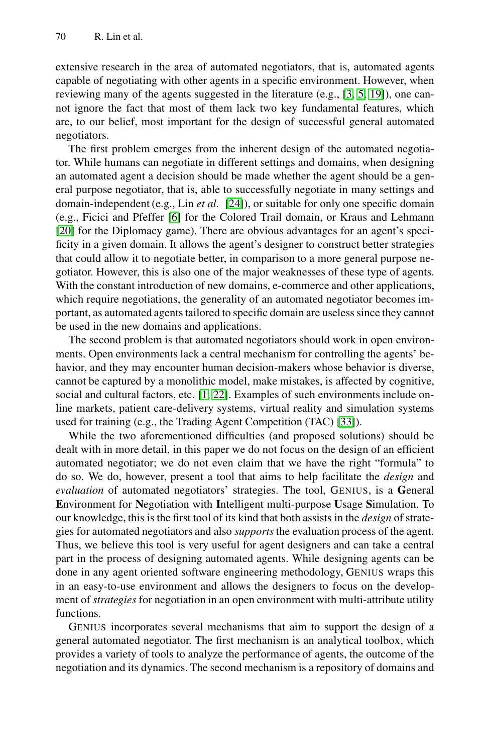extensive research in the area of automated negotiators, that is, automated agents capable of negotiating with other agents in a specific environment. However, when reviewing many of the agents suggested in the literature (e.g., [3, 5, 19]), one cannot ignore the fact that most of them lack two key fundamental features, which are, to our belief, most important for the design of successful general automated negotiators.

The first problem emerges from the inherent design of the automated negotiator. While humans can negotiate in different settings and domains, when designing an automated agent a decision should be made whether the agent should be a general purpose negotiator, that is, able to successfully negotiate in many settings and domain-independent (e.g., Lin *et al.* [24]), or suitable for only one specific domain (e.g., Ficici and Pfeffer [6] for the Colored Trail domain, or Kraus and Lehmann [20] for the Diplomacy game). There are obvious advantages for an agent's specificity in a given domain. It allows the agent's designer to construct better strategies that could allow it to negotiate better, in comparison to a more general purpose negotiator. However, this is also one of the major weaknesses of these type of agents. With the constant introduction of new domains, e-commerce and other applications, which require negotiations, the generality of an automated negotiator becomes important, as automated agents tailored to specific domain are useless since they cannot be used in the new domains and applications.

The second problem is that automated negotiators should work in open environments. Open environments lack a central mechanism for controlling the agents' behavior, and they may encounter human decision-makers whose behavior is diverse, cannot be captured by a monolithic model, make mistakes, is affected by cognitive, social and cultural factors, etc. [1, 22]. Examples of such environments include online markets, patient care-delivery systems, virtual reality and simulation systems used for training (e.g., the Trading Agent Competition (TAC) [33]).

While the two aforementioned difficulties (and proposed solutions) should be dealt with in more detail, in this paper we do not focus on the design of an efficient automated negotiator; we do not even claim that we have the right "formula" to do so. We do, however, present a tool that aims to help facilitate the *design* and *evaluation* of automated negotiators' strategies. The tool, GENIUS, is a **G**eneral **E**nvironment for **N**egotiation with **I**ntelligent multi-purpose **U**sage **S**imulation. To our knowledge, this is the first tool of its kind that both assists in the *design* of strategies for automated negotiators and also *supports* the evaluation process of the agent. Thus, we believe this tool is very useful for agent designers and can take a central part in the process of designing automated agents. While designing agents can be done in any agent oriented software engineering methodology, GENIUS wraps this in an easy-to-use environment and allows the designers to focus on the development of *strategies* for negotiation in an open environment with multi-attribute utility functions.

GENIUS incorporates several mechanisms that aim to support the design of a general automated negotiator. The first mechanism is an analytical toolbox, which provides a variety of tools to analyze the performance of agents, the outcome of the negotiation and its dynamics. The second mechanism is a repository of domains and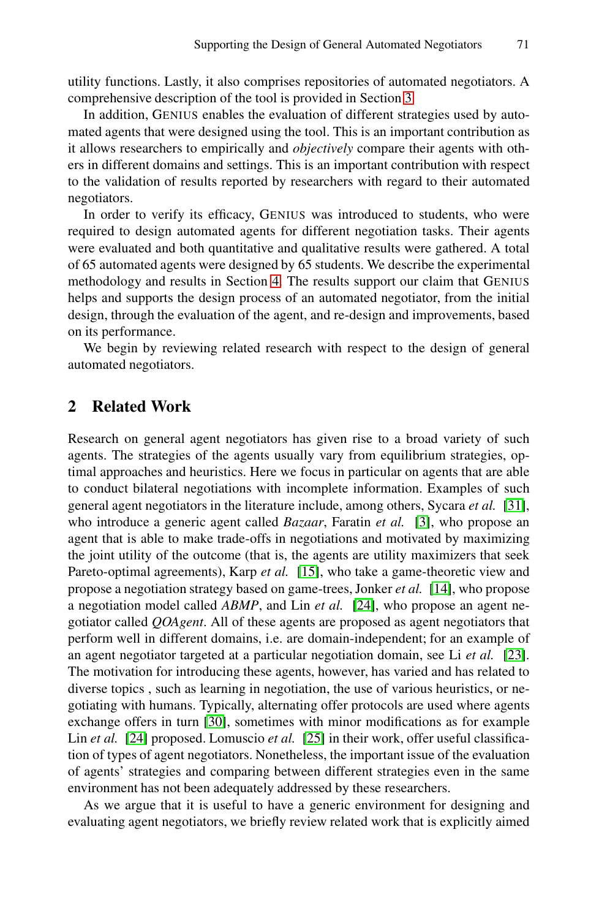utility functions. Lastly, it also comprises repositories of automated negotiators. A comprehensive description of the tool is provided in Section 3.

In addition, GENIUS enables the evaluation of different strategies used by automated agents that were designed using the tool. This is an important contribution as it allows researchers to empirically and *objectively* compare their agents with others in different domains and settings. This is an important contribution with respect to the validation of results reported by researchers with regard to their automated negotiators.

In order to verify its efficacy, GENIUS was introduced to students, who were required to design automated agents for different negotiation tasks. Their agents were evaluated and both quantitative and qualitative results were gathered. A total of 65 automated agents were designed by 65 students. We describe the experimental methodology and results in Section 4. The results support our claim that GENIUS helps and supports the design process of an automated negotiator, from the initial design, through the evaluation of the agent, and re-design and improvements, based on its performance.

We begin by reviewing related research with respect to the design of general automated negotiators.

## 2 Related Work

Research on general agent negotiators has given rise to a broad variety of such agents. The strategies of the agents usually vary from equilibrium strategies, optimal approaches and heuristics. Here we focus in particular on agents that are able to conduct bilateral negotiations with incomplete information. Examples of such general agent negotiators in the literature include, among others, Sycara *et al.* [31], who introduce a generic agent called *Bazaar*, Faratin *et al.* [3], who propose an agent that is able to make trade-offs in negotiations and motivated by maximizing the joint utility of the outcome (that is, the agents are utility maximizers that seek Pareto-optimal agreements), Karp *et al.* [15], who take a game-theoretic view and propose a negotiation strategy based on game-trees, Jonker *et al.* [14], who propose a negotiation model called *ABMP*, and Lin *et al.* [24], who propose an agent negotiator called *QOAgent*. All of these agents are proposed as agent negotiators that perform well in different domains, i.e. are domain-independent; for an example of an agent negotiator targeted at a particular negotiation domain, see Li *et al.* [23]. The motivation for introducing these agents, however, has varied and has related to diverse topics , such as learning in negotiation, the use of various heuristics, or negotiating with humans. Typically, alternating offer protocols are used where agents exchange offers in turn [30], sometimes with minor modifications as for example Lin *et al.* [24] proposed. Lomuscio *et al.* [25] in their work, offer useful classification of types of agent negotiators. Nonetheless, the important issue of the evaluation of agents' strategies and comparing between different strategies even in the same environment has not been adequately addressed by these researchers.

As we argue that it is useful to have a generic environment for designing and evaluating agent negotiators, we briefly review related work that is explicitly aimed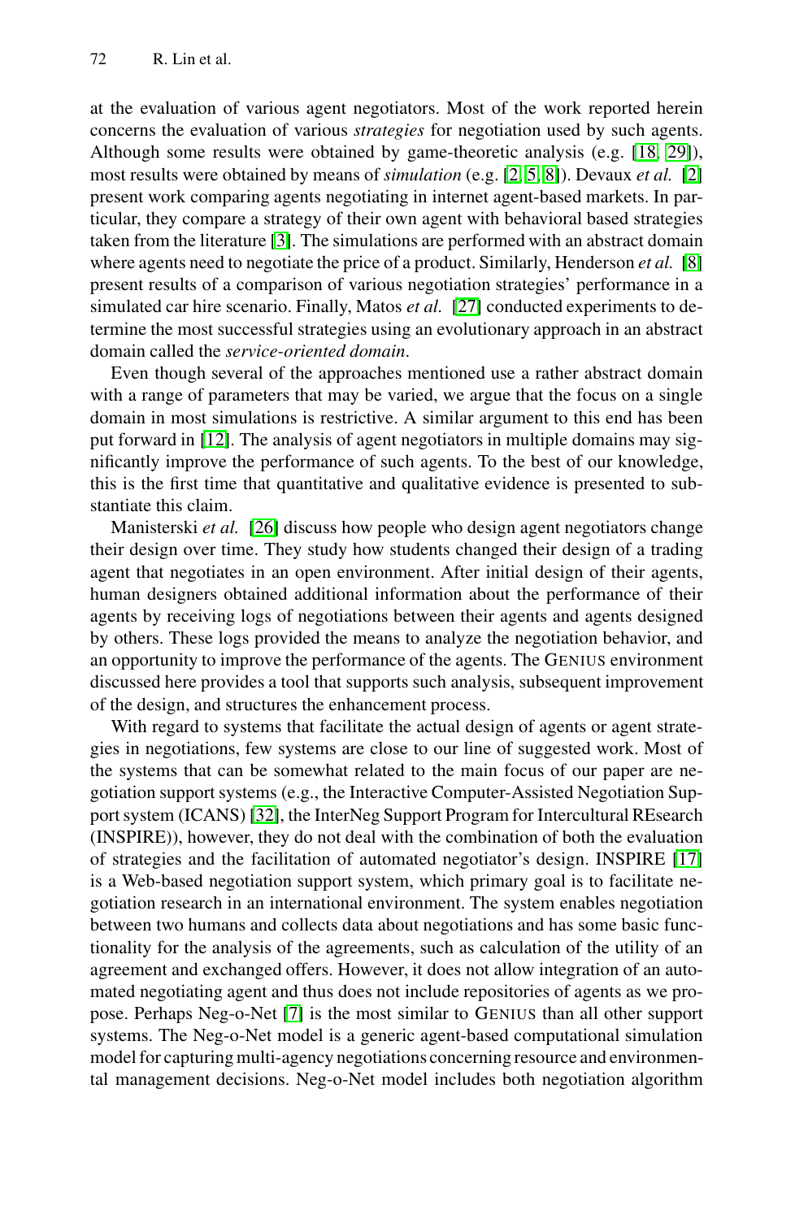at the evaluation of various agent negotiators. Most of the work reported herein concerns the evaluation of various *strategies* for negotiation used by such agents. Although some results were obtained by game-theoretic analysis (e.g. [18, 29]), most results were obtained by means of *simulation* (e.g. [2, 5, 8]). Devaux *et al.* [2] present work comparing agents negotiating in internet agent-based markets. In particular, they compare a strategy of their own agent with behavioral based strategies taken from the literature [3]. The simulations are performed with an abstract domain where agents need to negotiate the price of a product. Similarly, Henderson *et al.* [8] present results of a comparison of various negotiation strategies' performance in a simulated car hire scenario. Finally, Matos *et al.* [27] conducted experiments to determine the most successful strategies using an evolutionary approach in an abstract domain called the *service-oriented domain*.

Even though several of the approaches mentioned use a rather abstract domain with a range of parameters that may be varied, we argue that the focus on a single domain in most simulations is restrictive. A similar argument to this end has been put forward in [12]. The analysis of agent negotiators in multiple domains may significantly improve the performance of such agents. To the best of our knowledge, this is the first time that quantitative and qualitative evidence is presented to substantiate this claim.

Manisterski *et al.* [26] discuss how people who design agent negotiators change their design over time. They study how students changed their design of a trading agent that negotiates in an open environment. After initial design of their agents, human designers obtained additional information about the performance of their agents by receiving logs of negotiations between their agents and agents designed by others. These logs provided the means to analyze the negotiation behavior, and an opportunity to improve the performance of the agents. The GENIUS environment discussed here provides a tool that supports such analysis, subsequent improvement of the design, and structures the enhancement process.

With regard to systems that facilitate the actual design of agents or agent strategies in negotiations, few systems are close to our line of suggested work. Most of the systems that can be somewhat related to the main focus of our paper are negotiation support systems (e.g., the Interactive Computer-Assisted Negotiation Support system (ICANS) [32], the InterNeg Support Program for Intercultural REsearch (INSPIRE)), however, they do not deal with the combination of both the evaluation of strategies and the facilitation of automated negotiator's design. INSPIRE [17] is a Web-based negotiation support system, which primary goal is to facilitate negotiation research in an international environment. The system enables negotiation between two humans and collects data about negotiations and has some basic functionality for the analysis of the agreements, such as calculation of the utility of an agreement and exchanged offers. However, it does not allow integration of an automated negotiating agent and thus does not include repositories of agents as we propose. Perhaps Neg-o-Net [7] is the most similar to GENIUS than all other support systems. The Neg-o-Net model is a generic agent-based computational simulation model for capturing multi-agency negotiations concerning resource and environmental management decisions. Neg-o-Net model includes both negotiation algorithm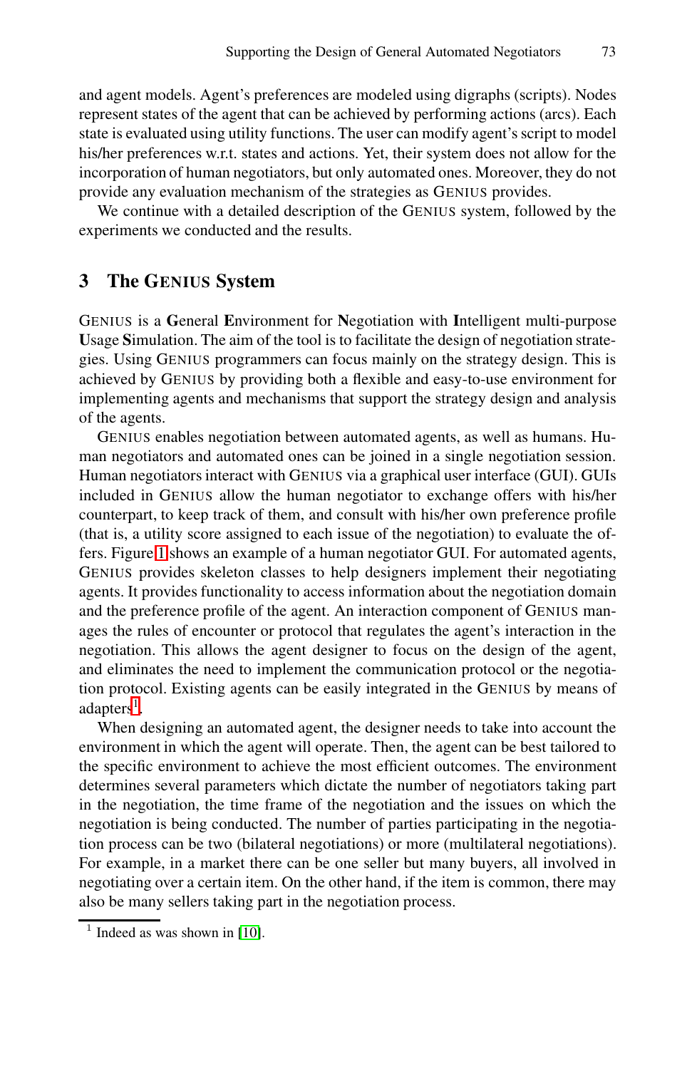and agent models. Agent's preferences are modeled using digraphs (scripts). Nodes represent states of the agent that can be achieved by performing actions (arcs). Each state is evaluated using utility functions. The user can modify agent's script to model his/her preferences w.r.t. states and actions. Yet, their system does not allow for the incorporation of human negotiators, but only automated ones. Moreover, they do not provide any evaluation mechanism of the strategies as GENIUS provides.

We continue with a detailed description of the GENIUS system, followed by the experiments we conducted and the results.

## 3 The GENIUS System

GENIUS is a **G**eneral **E**nvironment for **N**egotiation with **I**ntelligent multi-purpose **U**sage **S**imulation. The aim of the tool is to facilitate the design of negotiation strategies. Using GENIUS programmers can focus mainly on the strategy design. This is achieved by GENIUS by providing both a flexible and easy-to-use environment for implementing agents and mechanisms that support the strategy design and analysis of the agents.

GENIUS enables negotiation between automated agents, as well as humans. Human negotiators and automated ones can be joined in a single negotiation session. Human negotiators interact with GENIUS via a graphical user interface (GUI). GUIs included in GENIUS allow the human negotiator to exchange offers with his/her counterpart, to keep track of them, and consult with his/her own preference profile (that is, a utility score assigned to each issue of the negotiation) to evaluate the offers. Figure 1 shows an example of a human negotiator GUI. For automated agents, GENIUS provides skeleton classes to help designers implement their negotiating agents. It provides functionality to access information about the negotiation domain and the preference profile of the agent. An interaction component of GENIUS manages the rules of encounter or protocol that regulates the agent's interaction in the negotiation. This allows the agent designer to focus on the design of the agent, and eliminates the need to implement the communication protocol or the negotiation protocol. Existing agents can be easily integrated in the GENIUS by means of adapters[1].

When designing an automated agent, the designer needs to take into account the environment in which the agent will operate. Then, the agent can be best tailored to the specific environment to achieve the most efficient outcomes. The environment determines several parameters which dictate the number of negotiators taking part in the negotiation, the time frame of the negotiation and the issues on which the negotiation is being conducted. The number of parties participating in the negotiation process can be two (bilateral negotiations) or more (multilateral negotiations). For example, in a market there can be one seller but many buyers, all involved in negotiating over a certain item. On the other hand, if the item is common, there may also be many sellers taking part in the negotiation process.

[1] Indeed as was shown in [10].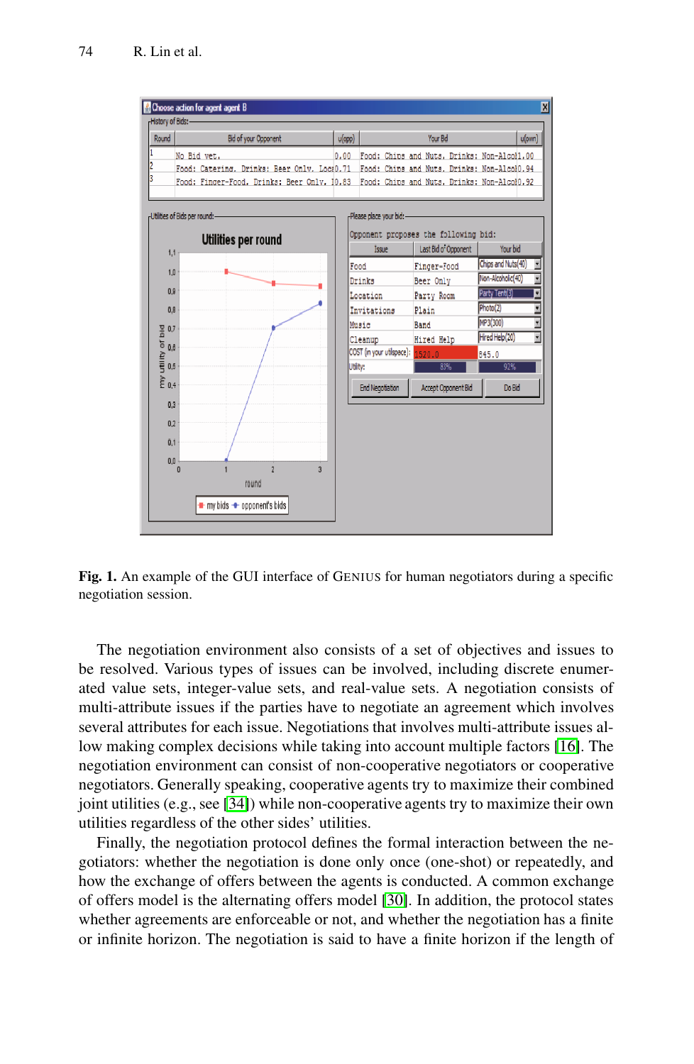**Fig. 1.** An example of the GUI interface of GENIUS for human negotiators during a specific negotiation session.

The negotiation environment also consists of a set of objectives and issues to be resolved. Various types of issues can be involved, including discrete enumerated value sets, integer-value sets, and real-value sets. A negotiation consists of multi-attribute issues if the parties have to negotiate an agreement which involves several attributes for each issue. Negotiations that involves multi-attribute issues allow making complex decisions while taking into account multiple factors [16]. The negotiation environment can consist of non-cooperative negotiators or cooperative negotiators. Generally speaking, cooperative agents try to maximize their combined joint utilities (e.g., see [34]) while non-cooperative agents try to maximize their own utilities regardless of the other sides' utilities.

Finally, the negotiation protocol defines the formal interaction between the negotiators: whether the negotiation is done only once (one-shot) or repeatedly, and how the exchange of offers between the agents is conducted. A common exchange of offers model is the alternating offers model [30]. In addition, the protocol states whether agreements are enforceable or not, and whether the negotiation has a finite or infinite horizon. The negotiation is said to have a finite horizon if the length of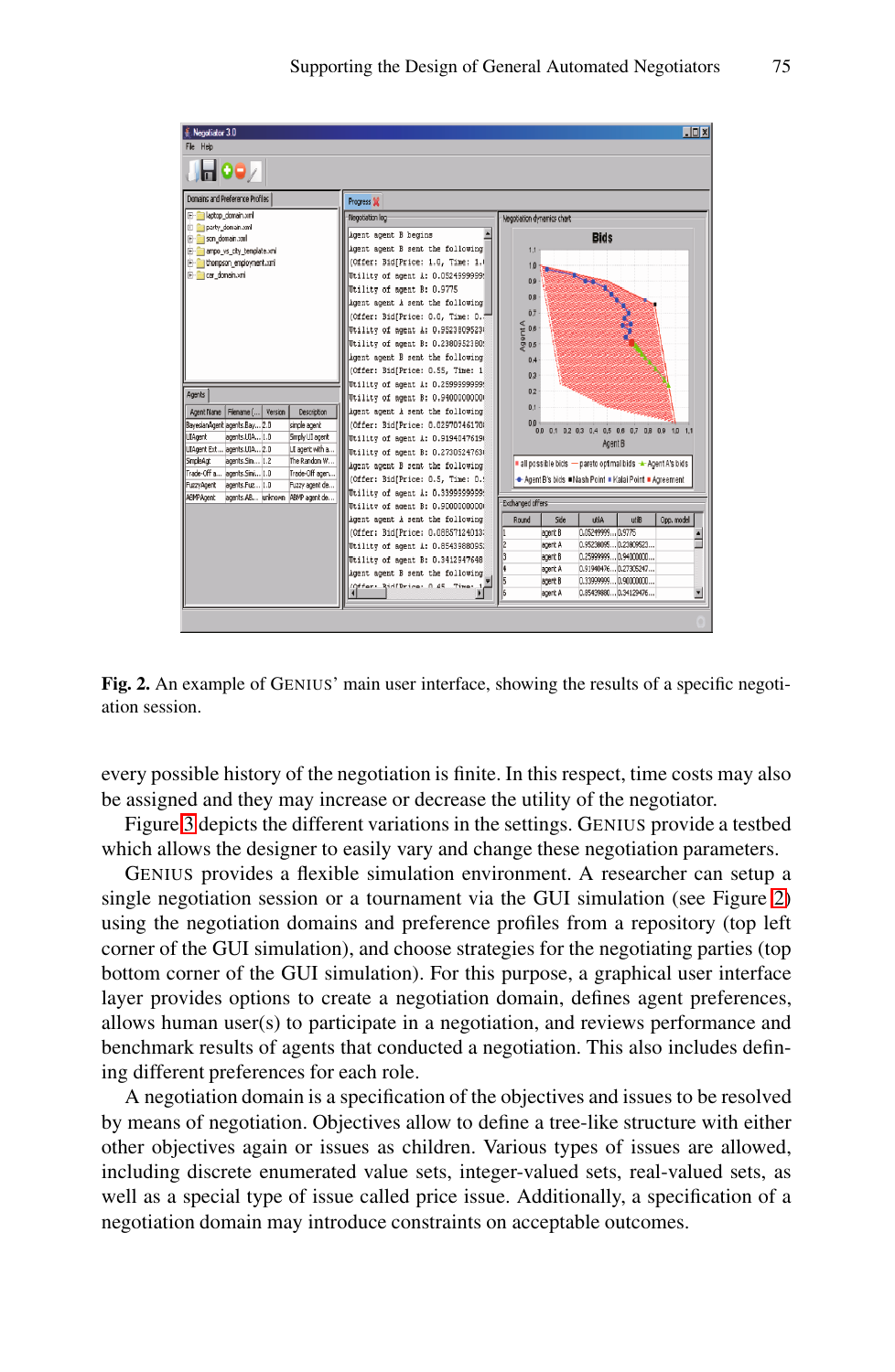**Fig. 2.** An example of GENIUS' main user interface, showing the results of a specific negotiation session.

every possible history of the negotiation is finite. In this respect, time costs may also be assigned and they may increase or decrease the utility of the negotiator.

Figure 3 depicts the different variations in the settings. GENIUS provide a testbed which allows the designer to easily vary and change these negotiation parameters.

GENIUS provides a flexible simulation environment. A researcher can setup a single negotiation session or a tournament via the GUI simulation (see Figure 2) using the negotiation domains and preference profiles from a repository (top left corner of the GUI simulation), and choose strategies for the negotiating parties (top bottom corner of the GUI simulation). For this purpose, a graphical user interface layer provides options to create a negotiation domain, defines agent preferences, allows human user(s) to participate in a negotiation, and reviews performance and benchmark results of agents that conducted a negotiation. This also includes defining different preferences for each role.

A negotiation domain is a specification of the objectives and issues to be resolved by means of negotiation. Objectives allow to define a tree-like structure with either other objectives again or issues as children. Various types of issues are allowed, including discrete enumerated value sets, integer-valued sets, real-valued sets, as well as a special type of issue called price issue. Additionally, a specification of a negotiation domain may introduce constraints on acceptable outcomes.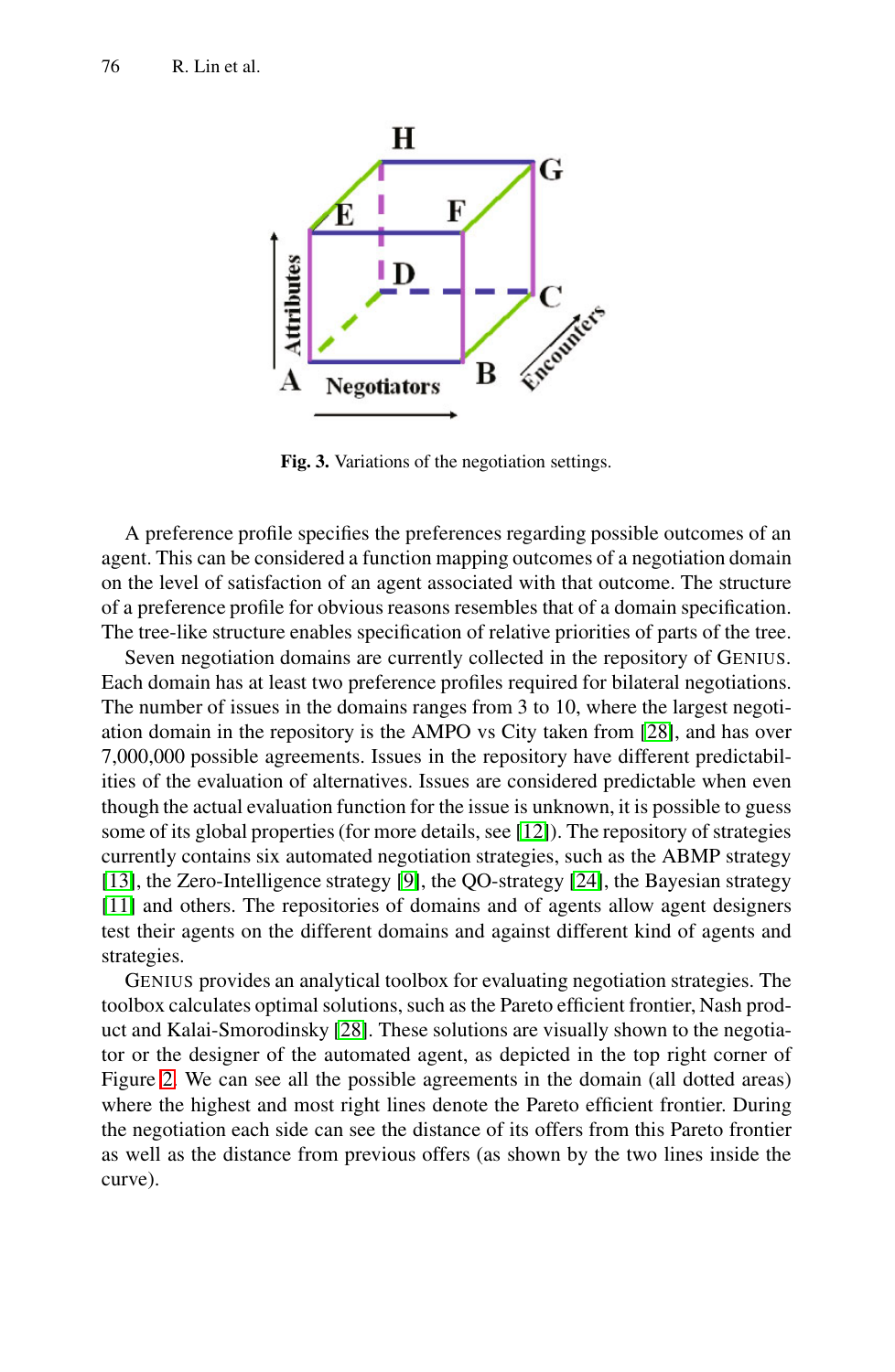Fig. 3. Variations of the negotiation settings.

A preference profile specifies the preferences regarding possible outcomes of an agent. This can be considered a function mapping outcomes of a negotiation domain on the level of satisfaction of an agent associated with that outcome. The structure of a preference profile for obvious reasons resembles that of a domain specification. The tree-like structure enables specification of relative priorities of parts of the tree.

Seven negotiation domains are currently collected in the repository of GENIUS. Each domain has at least two preference profiles required for bilateral negotiations. The number of issues in the domains ranges from 3 to 10, where the largest negotiation domain in the repository is the AMPO vs City taken from [28], and has over 7,000,000 possible agreements. Issues in the repository have different predictabilities of the evaluation of alternatives. Issues are considered predictable when even though the actual evaluation function for the issue is unknown, it is possible to guess some of its global properties (for more details, see [12]). The repository of strategies currently contains six automated negotiation strategies, such as the ABMP strategy [13], the Zero-Intelligence strategy [9], the QO-strategy [24], the Bayesian strategy [11] and others. The repositories of domains and of agents allow agent designers test their agents on the different domains and against different kind of agents and strategies.

GENIUS provides an analytical toolbox for evaluating negotiation strategies. The toolbox calculates optimal solutions, such as the Pareto efficient frontier, Nash product and Kalai-Smorodinsky [28]. These solutions are visually shown to the negotiator or the designer of the automated agent, as depicted in the top right corner of Figure 2. We can see all the possible agreements in the domain (all dotted areas) where the highest and most right lines denote the Pareto efficient frontier. During the negotiation each side can see the distance of its offers from this Pareto frontier as well as the distance from previous offers (as shown by the two lines inside the curve).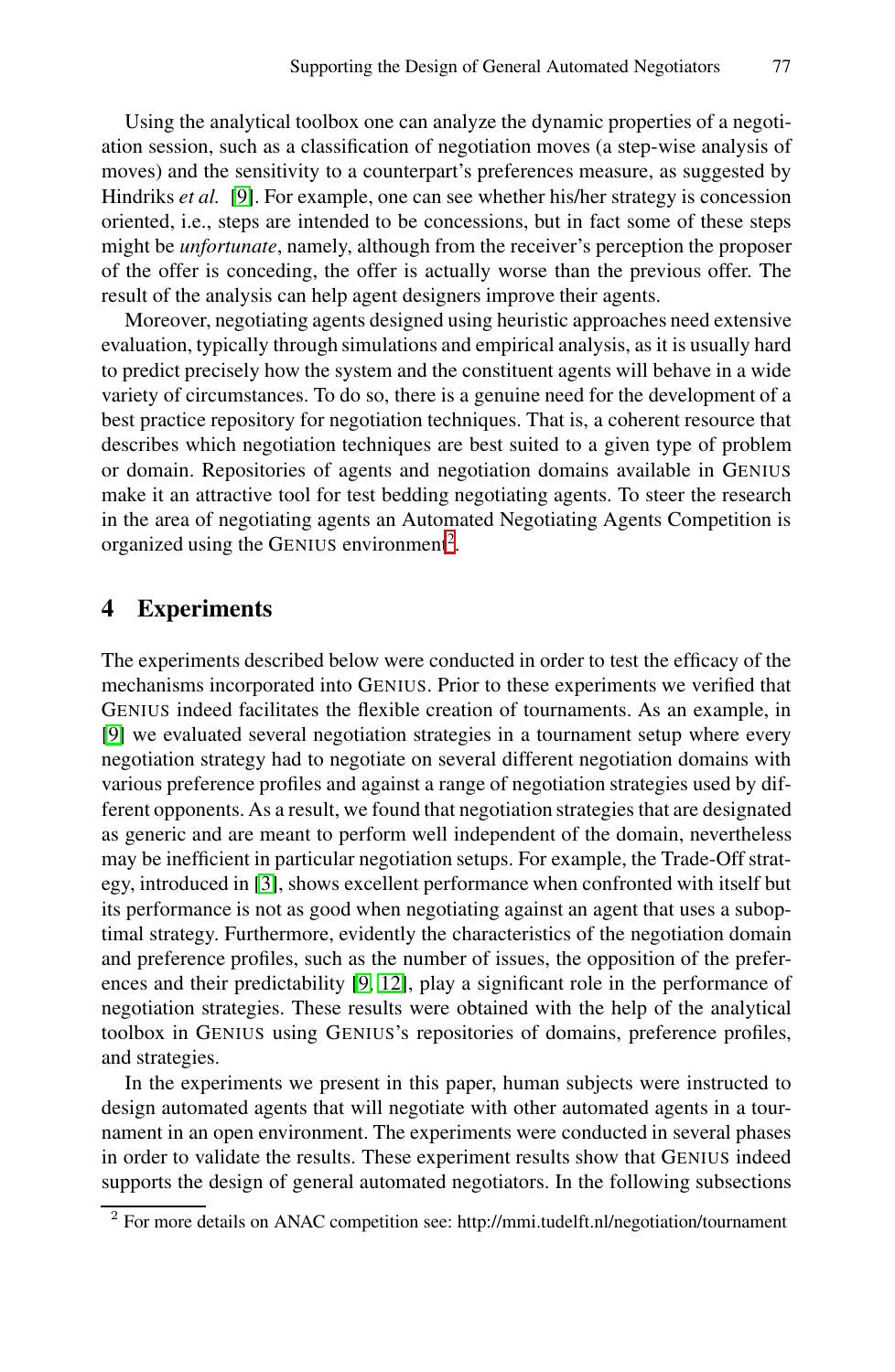Using the analytical toolbox one can analyze the dynamic properties of a negotiation session, such as a classification of negotiation moves (a step-wise analysis of moves) and the sensitivity to a counterpart's preferences measure, as suggested by Hindriks *et al.* [9]. For example, one can see whether his/her strategy is concession oriented, i.e., steps are intended to be concessions, but in fact some of these steps might be *unfortunate*, namely, although from the receiver's perception the proposer of the offer is conceding, the offer is actually worse than the previous offer. The result of the analysis can help agent designers improve their agents.

Moreover, negotiating agents designed using heuristic approaches need extensive evaluation, typically through simulations and empirical analysis, as it is usually hard to predict precisely how the system and the constituent agents will behave in a wide variety of circumstances. To do so, there is a genuine need for the development of a best practice repository for negotiation techniques. That is, a coherent resource that describes which negotiation techniques are best suited to a given type of problem or domain. Repositories of agents and negotiation domains available in GENIUS make it an attractive tool for test bedding negotiating agents. To steer the research in the area of negotiating agents an Automated Negotiating Agents Competition is organized using the GENIUS environment[2].

## 4 Experiments

The experiments described below were conducted in order to test the efficacy of the mechanisms incorporated into GENIUS. Prior to these experiments we verified that GENIUS indeed facilitates the flexible creation of tournaments. As an example, in [9] we evaluated several negotiation strategies in a tournament setup where every negotiation strategy had to negotiate on several different negotiation domains with various preference profiles and against a range of negotiation strategies used by different opponents. As a result, we found that negotiation strategies that are designated as generic and are meant to perform well independent of the domain, nevertheless may be inefficient in particular negotiation setups. For example, the Trade-Off strategy, introduced in [3], shows excellent performance when confronted with itself but its performance is not as good when negotiating against an agent that uses a suboptimal strategy. Furthermore, evidently the characteristics of the negotiation domain and preference profiles, such as the number of issues, the opposition of the preferences and their predictability [9, 12], play a significant role in the performance of negotiation strategies. These results were obtained with the help of the analytical toolbox in GENIUS using GENIUS's repositories of domains, preference profiles, and strategies.

In the experiments we present in this paper, human subjects were instructed to design automated agents that will negotiate with other automated agents in a tournament in an open environment. The experiments were conducted in several phases in order to validate the results. These experiment results show that GENIUS indeed supports the design of general automated negotiators. In the following subsections

[2] For more details on ANAC competition see: http://mmi.tudelft.nl/negotiation/tournament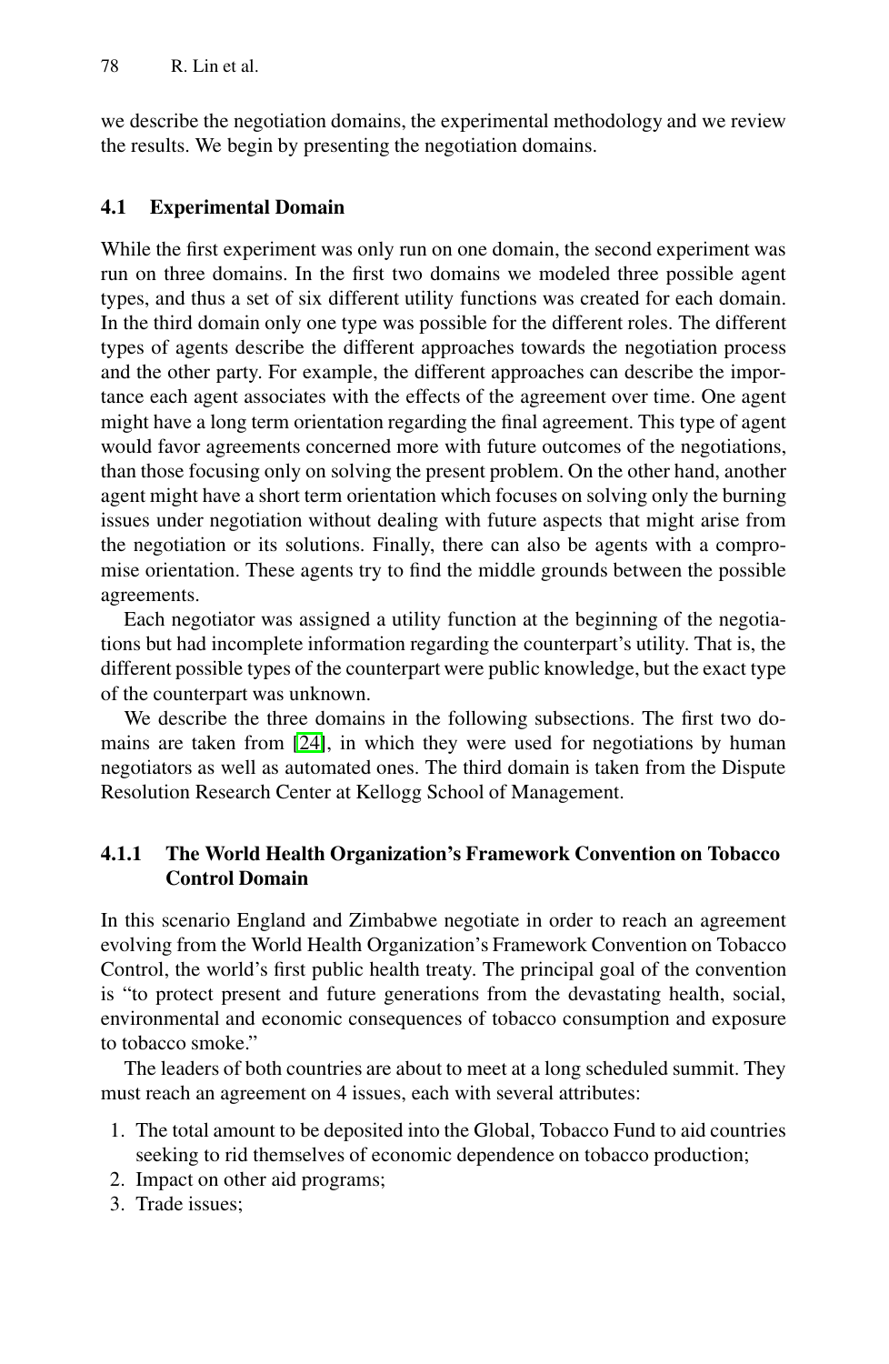we describe the negotiation domains, the experimental methodology and we review the results. We begin by presenting the negotiation domains.

### 4.1 Experimental Domain

While the first experiment was only run on one domain, the second experiment was run on three domains. In the first two domains we modeled three possible agent types, and thus a set of six different utility functions was created for each domain. In the third domain only one type was possible for the different roles. The different types of agents describe the different approaches towards the negotiation process and the other party. For example, the different approaches can describe the importance each agent associates with the effects of the agreement over time. One agent might have a long term orientation regarding the final agreement. This type of agent would favor agreements concerned more with future outcomes of the negotiations, than those focusing only on solving the present problem. On the other hand, another agent might have a short term orientation which focuses on solving only the burning issues under negotiation without dealing with future aspects that might arise from the negotiation or its solutions. Finally, there can also be agents with a compromise orientation. These agents try to find the middle grounds between the possible agreements.

Each negotiator was assigned a utility function at the beginning of the negotiations but had incomplete information regarding the counterpart's utility. That is, the different possible types of the counterpart were public knowledge, but the exact type of the counterpart was unknown.

We describe the three domains in the following subsections. The first two domains are taken from [24], in which they were used for negotiations by human negotiators as well as automated ones. The third domain is taken from the Dispute Resolution Research Center at Kellogg School of Management.

#### 4.1.1 The World Health Organization's Framework Convention on Tobacco Control Domain

In this scenario England and Zimbabwe negotiate in order to reach an agreement evolving from the World Health Organization's Framework Convention on Tobacco Control, the world's first public health treaty. The principal goal of the convention is "to protect present and future generations from the devastating health, social, environmental and economic consequences of tobacco consumption and exposure to tobacco smoke."

The leaders of both countries are about to meet at a long scheduled summit. They must reach an agreement on 4 issues, each with several attributes:

1. The total amount to be deposited into the Global, Tobacco Fund to aid countries seeking to rid themselves of economic dependence on tobacco production;
2. Impact on other aid programs;
3. Trade issues;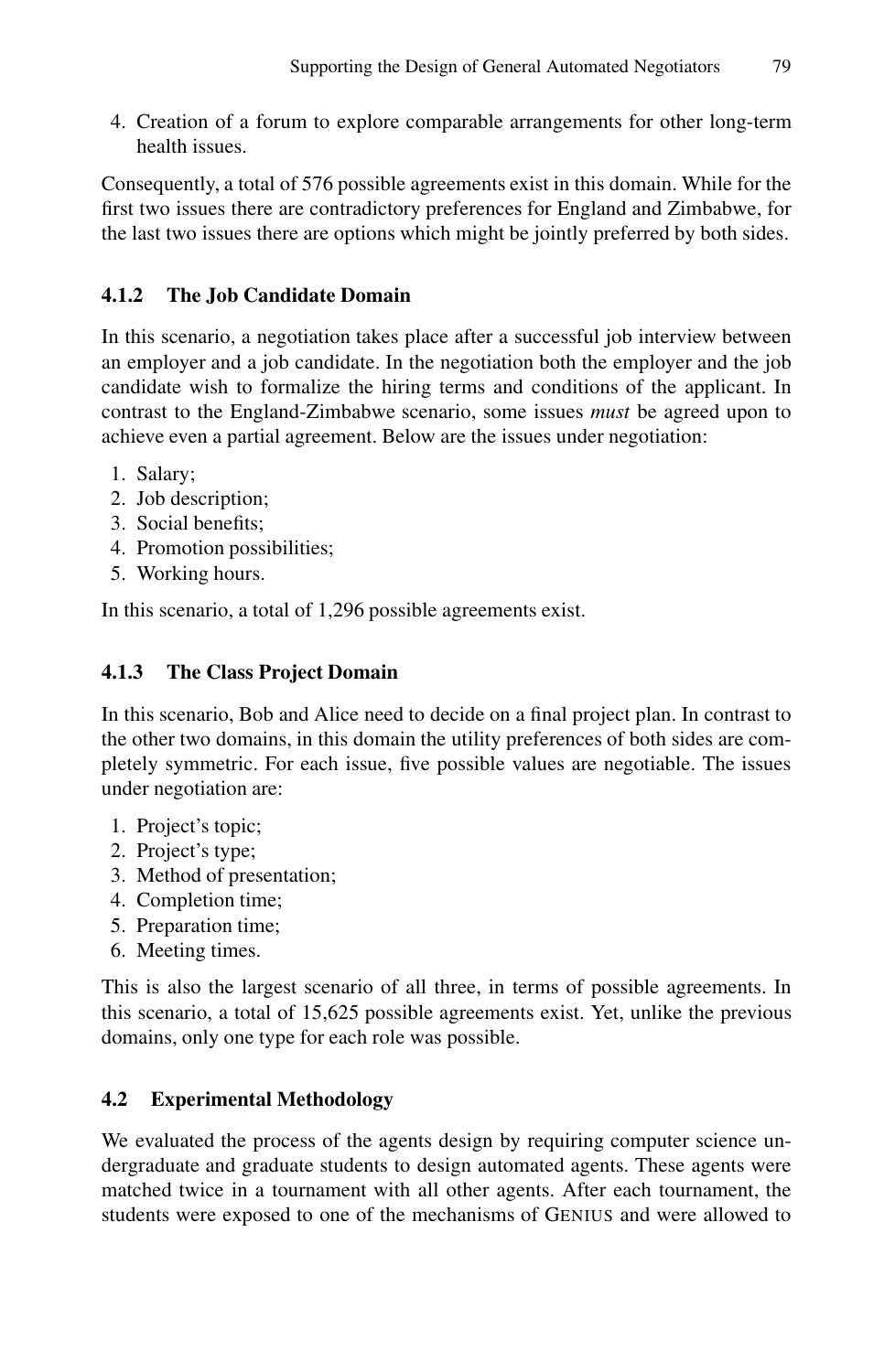4. Creation of a forum to explore comparable arrangements for other long-term health issues.

Consequently, a total of 576 possible agreements exist in this domain. While for the first two issues there are contradictory preferences for England and Zimbabwe, for the last two issues there are options which might be jointly preferred by both sides.

### 4.1.2 The Job Candidate Domain

In this scenario, a negotiation takes place after a successful job interview between an employer and a job candidate. In the negotiation both the employer and the job candidate wish to formalize the hiring terms and conditions of the applicant. In contrast to the England-Zimbabwe scenario, some issues *must* be agreed upon to achieve even a partial agreement. Below are the issues under negotiation:

1. Salary;
2. Job description;
3. Social benefits;
4. Promotion possibilities;
5. Working hours.

In this scenario, a total of 1,296 possible agreements exist.

### 4.1.3 The Class Project Domain

In this scenario, Bob and Alice need to decide on a final project plan. In contrast to the other two domains, in this domain the utility preferences of both sides are completely symmetric. For each issue, five possible values are negotiable. The issues under negotiation are:

1. Project's topic;
2. Project's type;
3. Method of presentation;
4. Completion time;
5. Preparation time;
6. Meeting times.

This is also the largest scenario of all three, in terms of possible agreements. In this scenario, a total of 15,625 possible agreements exist. Yet, unlike the previous domains, only one type for each role was possible.

## 4.2 Experimental Methodology

We evaluated the process of the agents design by requiring computer science undergraduate and graduate students to design automated agents. These agents were matched twice in a tournament with all other agents. After each tournament, the students were exposed to one of the mechanisms of GENIUS and were allowed to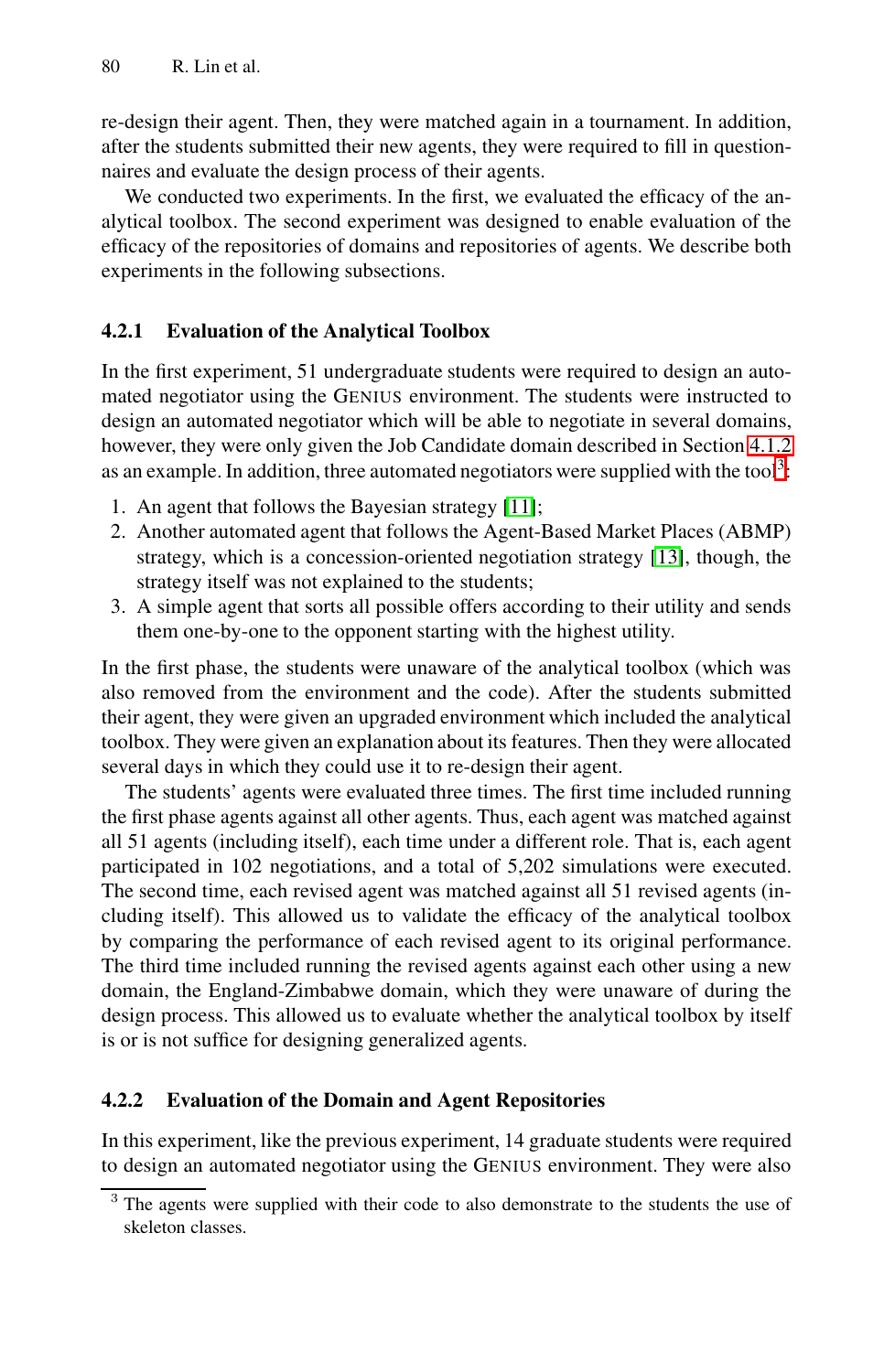re-design their agent. Then, they were matched again in a tournament. In addition, after the students submitted their new agents, they were required to fill in questionnaires and evaluate the design process of their agents.

We conducted two experiments. In the first, we evaluated the efficacy of the analytical toolbox. The second experiment was designed to enable evaluation of the efficacy of the repositories of domains and repositories of agents. We describe both experiments in the following subsections.

### 4.2.1 Evaluation of the Analytical Toolbox

In the first experiment, 51 undergraduate students were required to design an automated negotiator using the GENIUS environment. The students were instructed to design an automated negotiator which will be able to negotiate in several domains, however, they were only given the Job Candidate domain described in Section 4.1.2 as an example. In addition, three automated negotiators were supplied with the tool[3]:

1. An agent that follows the Bayesian strategy [11];
2. Another automated agent that follows the Agent-Based Market Places (ABMP) strategy, which is a concession-oriented negotiation strategy [13], though, the strategy itself was not explained to the students;
3. A simple agent that sorts all possible offers according to their utility and sends them one-by-one to the opponent starting with the highest utility.

In the first phase, the students were unaware of the analytical toolbox (which was also removed from the environment and the code). After the students submitted their agent, they were given an upgraded environment which included the analytical toolbox. They were given an explanation about its features. Then they were allocated several days in which they could use it to re-design their agent.

The students' agents were evaluated three times. The first time included running the first phase agents against all other agents. Thus, each agent was matched against all 51 agents (including itself), each time under a different role. That is, each agent participated in 102 negotiations, and a total of 5,202 simulations were executed. The second time, each revised agent was matched against all 51 revised agents (including itself). This allowed us to validate the efficacy of the analytical toolbox by comparing the performance of each revised agent to its original performance. The third time included running the revised agents against each other using a new domain, the England-Zimbabwe domain, which they were unaware of during the design process. This allowed us to evaluate whether the analytical toolbox by itself is or is not suffice for designing generalized agents.

### 4.2.2 Evaluation of the Domain and Agent Repositories

In this experiment, like the previous experiment, 14 graduate students were required to design an automated negotiator using the GENIUS environment. They were also

[3] The agents were supplied with their code to also demonstrate to the students the use of skeleton classes.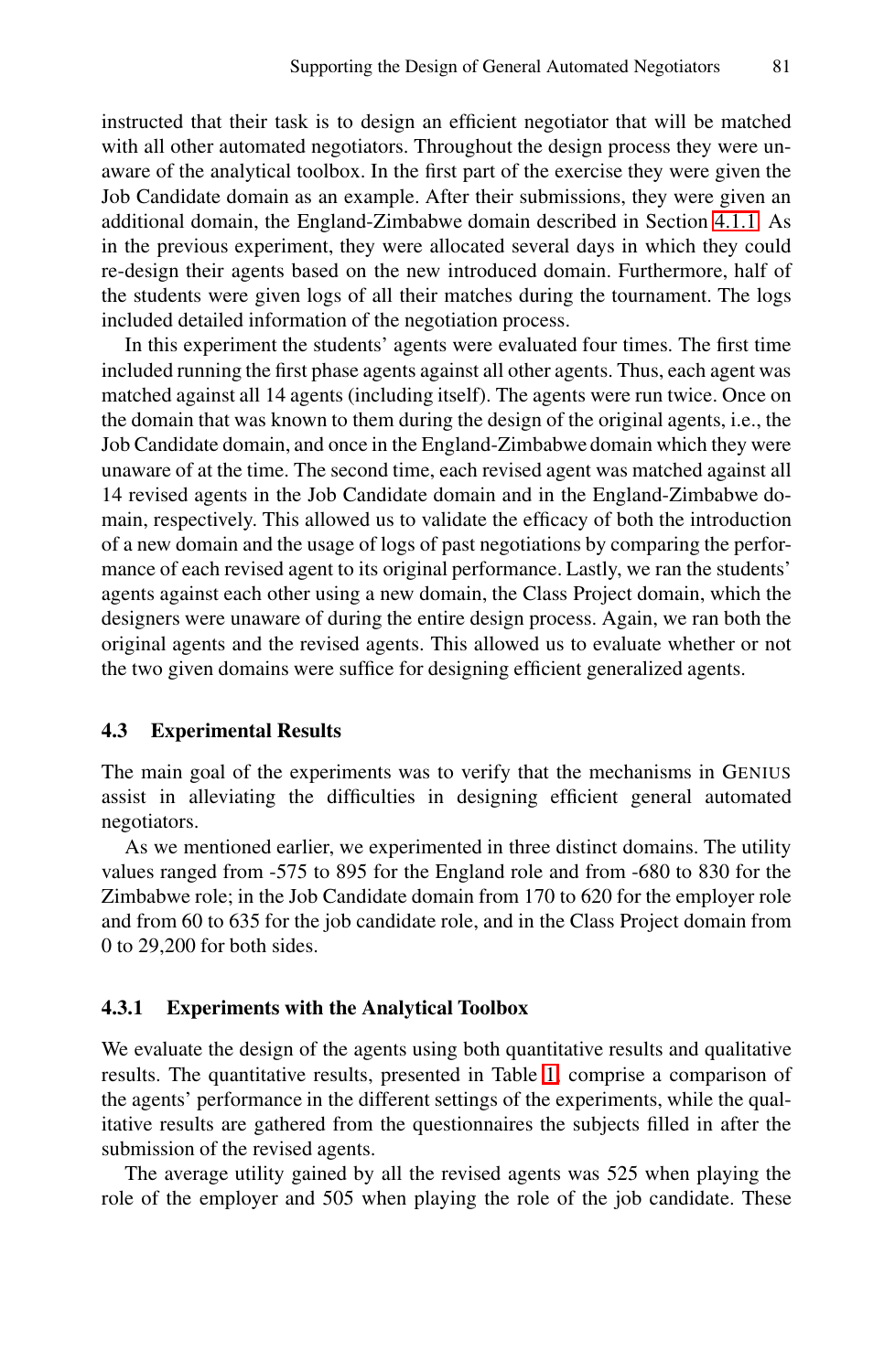instructed that their task is to design an efficient negotiator that will be matched with all other automated negotiators. Throughout the design process they were unaware of the analytical toolbox. In the first part of the exercise they were given the Job Candidate domain as an example. After their submissions, they were given an additional domain, the England-Zimbabwe domain described in Section 4.1.1. As in the previous experiment, they were allocated several days in which they could re-design their agents based on the new introduced domain. Furthermore, half of the students were given logs of all their matches during the tournament. The logs included detailed information of the negotiation process.

In this experiment the students' agents were evaluated four times. The first time included running the first phase agents against all other agents. Thus, each agent was matched against all 14 agents (including itself). The agents were run twice. Once on the domain that was known to them during the design of the original agents, i.e., the Job Candidate domain, and once in the England-Zimbabwe domain which they were unaware of at the time. The second time, each revised agent was matched against all 14 revised agents in the Job Candidate domain and in the England-Zimbabwe domain, respectively. This allowed us to validate the efficacy of both the introduction of a new domain and the usage of logs of past negotiations by comparing the performance of each revised agent to its original performance. Lastly, we ran the students' agents against each other using a new domain, the Class Project domain, which the designers were unaware of during the entire design process. Again, we ran both the original agents and the revised agents. This allowed us to evaluate whether or not the two given domains were suffice for designing efficient generalized agents.

### 4.3 Experimental Results

The main goal of the experiments was to verify that the mechanisms in GENIUS assist in alleviating the difficulties in designing efficient general automated negotiators.

As we mentioned earlier, we experimented in three distinct domains. The utility values ranged from -575 to 895 for the England role and from -680 to 830 for the Zimbabwe role; in the Job Candidate domain from 170 to 620 for the employer role and from 60 to 635 for the job candidate role, and in the Class Project domain from 0 to 29,200 for both sides.

#### 4.3.1 Experiments with the Analytical Toolbox

We evaluate the design of the agents using both quantitative results and qualitative results. The quantitative results, presented in Table 1, comprise a comparison of the agents' performance in the different settings of the experiments, while the qualitative results are gathered from the questionnaires the subjects filled in after the submission of the revised agents.

The average utility gained by all the revised agents was 525 when playing the role of the employer and 505 when playing the role of the job candidate. These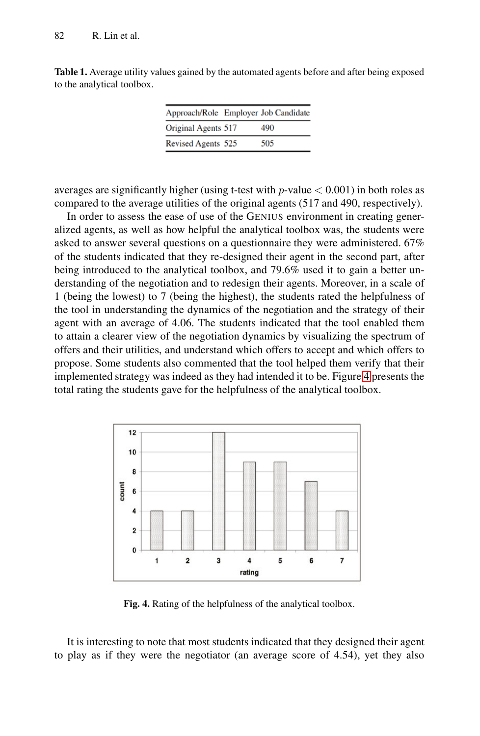**Table 1.** Average utility values gained by the automated agents before and after being exposed to the analytical toolbox.

| Approach/Role | Employer | Job Candidate |
|---|---|---|
| Original Agents | 517 | 490 |
| Revised Agents | 525 | 505 |

averages are significantly higher (using t-test with $p$-value $< 0.001$) in both roles as compared to the average utilities of the original agents (517 and 490, respectively).

In order to assess the ease of use of the GENIUS environment in creating generalized agents, as well as how helpful the analytical toolbox was, the students were asked to answer several questions on a questionnaire they were administered. 67% of the students indicated that they re-designed their agent in the second part, after being introduced to the analytical toolbox, and 79.6% used it to gain a better understanding of the negotiation and to redesign their agents. Moreover, in a scale of 1 (being the lowest) to 7 (being the highest), the students rated the helpfulness of the tool in understanding the dynamics of the negotiation and the strategy of their agent with an average of 4.06. The students indicated that the tool enabled them to attain a clearer view of the negotiation dynamics by visualizing the spectrum of offers and their utilities, and understand which offers to accept and which offers to propose. Some students also commented that the tool helped them verify that their implemented strategy was indeed as they had intended it to be. Figure 4 presents the total rating the students gave for the helpfulness of the analytical toolbox.

**Fig. 4.** Rating of the helpfulness of the analytical toolbox.

It is interesting to note that most students indicated that they designed their agent to play as if they were the negotiator (an average score of 4.54), yet they also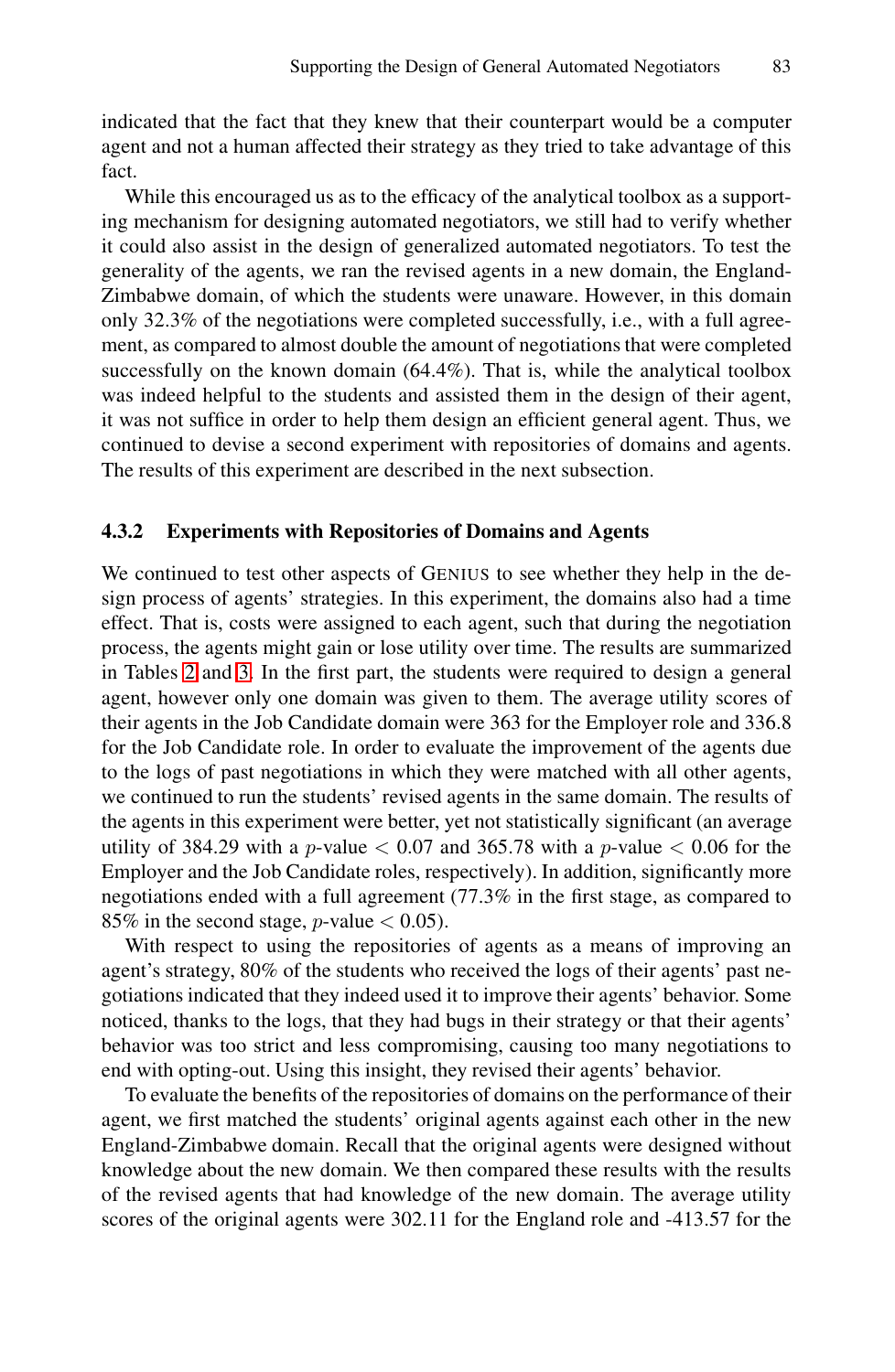indicated that the fact that they knew that their counterpart would be a computer agent and not a human affected their strategy as they tried to take advantage of this fact.

While this encouraged us as to the efficacy of the analytical toolbox as a supporting mechanism for designing automated negotiators, we still had to verify whether it could also assist in the design of generalized automated negotiators. To test the generality of the agents, we ran the revised agents in a new domain, the England-Zimbabwe domain, of which the students were unaware. However, in this domain only 32.3% of the negotiations were completed successfully, i.e., with a full agreement, as compared to almost double the amount of negotiations that were completed successfully on the known domain (64.4%). That is, while the analytical toolbox was indeed helpful to the students and assisted them in the design of their agent, it was not suffice in order to help them design an efficient general agent. Thus, we continued to devise a second experiment with repositories of domains and agents. The results of this experiment are described in the next subsection.

### 4.3.2 Experiments with Repositories of Domains and Agents

We continued to test other aspects of GENIUS to see whether they help in the design process of agents' strategies. In this experiment, the domains also had a time effect. That is, costs were assigned to each agent, such that during the negotiation process, the agents might gain or lose utility over time. The results are summarized in Tables 2 and 3. In the first part, the students were required to design a general agent, however only one domain was given to them. The average utility scores of their agents in the Job Candidate domain were 363 for the Employer role and 336.8 for the Job Candidate role. In order to evaluate the improvement of the agents due to the logs of past negotiations in which they were matched with all other agents, we continued to run the students' revised agents in the same domain. The results of the agents in this experiment were better, yet not statistically significant (an average utility of 384.29 with a $p$-value $< 0.07$ and 365.78 with a $p$-value $< 0.06$ for the Employer and the Job Candidate roles, respectively). In addition, significantly more negotiations ended with a full agreement (77.3% in the first stage, as compared to 85% in the second stage, $p$-value $< 0.05$).

With respect to using the repositories of agents as a means of improving an agent's strategy, 80% of the students who received the logs of their agents' past negotiations indicated that they indeed used it to improve their agents' behavior. Some noticed, thanks to the logs, that they had bugs in their strategy or that their agents' behavior was too strict and less compromising, causing too many negotiations to end with opting-out. Using this insight, they revised their agents' behavior.

To evaluate the benefits of the repositories of domains on the performance of their agent, we first matched the students' original agents against each other in the new England-Zimbabwe domain. Recall that the original agents were designed without knowledge about the new domain. We then compared these results with the results of the revised agents that had knowledge of the new domain. The average utility scores of the original agents were 302.11 for the England role and -413.57 for the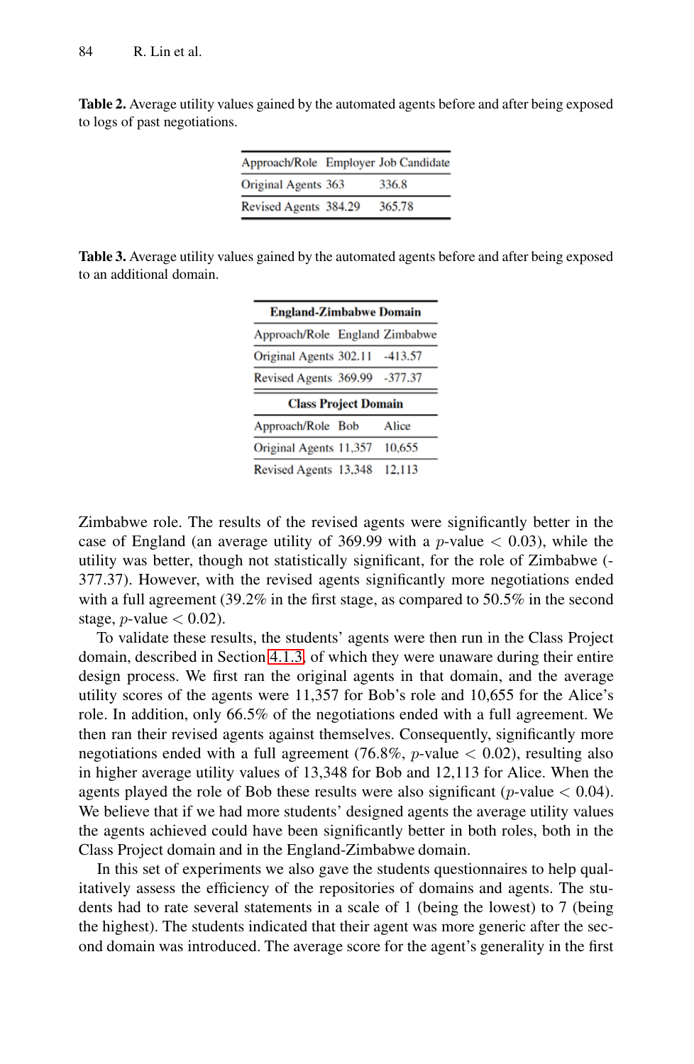**Table 2.** Average utility values gained by the automated agents before and after being exposed to logs of past negotiations.

| Approach/Role | Employer | Job Candidate |
|---|---|---|
| Original Agents | 363 | 336.8 |
| Revised Agents | 384.29 | 365.78 |

**Table 3.** Average utility values gained by the automated agents before and after being exposed to an additional domain.

| **England-Zimbabwe Domain** | | |
|---|---|---|
| Approach/Role | England | Zimbabwe |
| Original Agents | 302.11 | -413.57 |
| Revised Agents | 369.99 | -377.37 |
| **Class Project Domain** | | |
| Approach/Role | Bob | Alice |
| Original Agents | 11,357 | 10,655 |
| Revised Agents | 13,348 | 12,113 |

Zimbabwe role. The results of the revised agents were significantly better in the case of England (an average utility of 369.99 with a $p$-value $< 0.03$), while the utility was better, though not statistically significant, for the role of Zimbabwe (-377.37). However, with the revised agents significantly more negotiations ended with a full agreement (39.2% in the first stage, as compared to 50.5% in the second stage, $p$-value $< 0.02$).

To validate these results, the students' agents were then run in the Class Project domain, described in Section 4.1.3, of which they were unaware during their entire design process. We first ran the original agents in that domain, and the average utility scores of the agents were 11,357 for Bob's role and 10,655 for the Alice's role. In addition, only 66.5% of the negotiations ended with a full agreement. We then ran their revised agents against themselves. Consequently, significantly more negotiations ended with a full agreement (76.8%, $p$-value $< 0.02$), resulting also in higher average utility values of 13,348 for Bob and 12,113 for Alice. When the agents played the role of Bob these results were also significant ($p$-value $< 0.04$). We believe that if we had more students' designed agents the average utility values the agents achieved could have been significantly better in both roles, both in the Class Project domain and in the England-Zimbabwe domain.

In this set of experiments we also gave the students questionnaires to help qualitatively assess the efficiency of the repositories of domains and agents. The students had to rate several statements in a scale of 1 (being the lowest) to 7 (being the highest). The students indicated that their agent was more generic after the second domain was introduced. The average score for the agent's generality in the first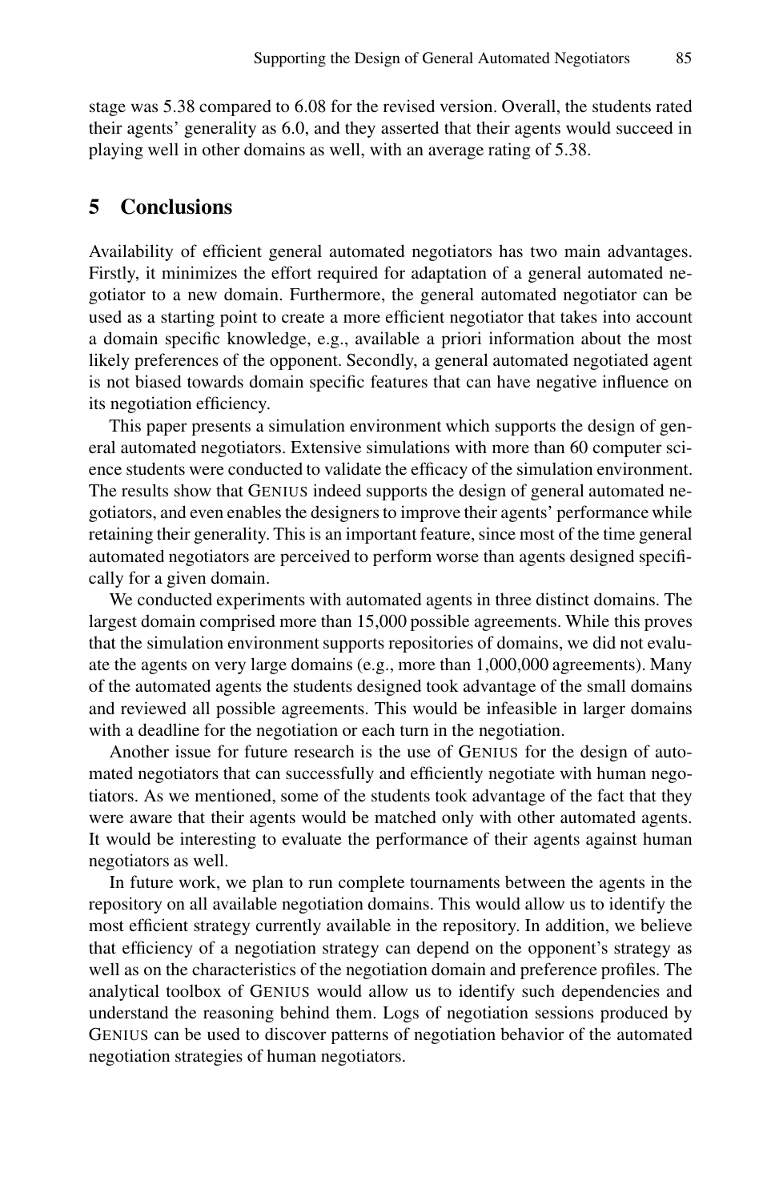stage was 5.38 compared to 6.08 for the revised version. Overall, the students rated their agents' generality as 6.0, and they asserted that their agents would succeed in playing well in other domains as well, with an average rating of 5.38.

## 5 Conclusions

Availability of efficient general automated negotiators has two main advantages. Firstly, it minimizes the effort required for adaptation of a general automated negotiator to a new domain. Furthermore, the general automated negotiator can be used as a starting point to create a more efficient negotiator that takes into account a domain specific knowledge, e.g., available a priori information about the most likely preferences of the opponent. Secondly, a general automated negotiated agent is not biased towards domain specific features that can have negative influence on its negotiation efficiency.

This paper presents a simulation environment which supports the design of general automated negotiators. Extensive simulations with more than 60 computer science students were conducted to validate the efficacy of the simulation environment. The results show that GENIUS indeed supports the design of general automated negotiators, and even enables the designers to improve their agents' performance while retaining their generality. This is an important feature, since most of the time general automated negotiators are perceived to perform worse than agents designed specifically for a given domain.

We conducted experiments with automated agents in three distinct domains. The largest domain comprised more than 15,000 possible agreements. While this proves that the simulation environment supports repositories of domains, we did not evaluate the agents on very large domains (e.g., more than 1,000,000 agreements). Many of the automated agents the students designed took advantage of the small domains and reviewed all possible agreements. This would be infeasible in larger domains with a deadline for the negotiation or each turn in the negotiation.

Another issue for future research is the use of GENIUS for the design of automated negotiators that can successfully and efficiently negotiate with human negotiators. As we mentioned, some of the students took advantage of the fact that they were aware that their agents would be matched only with other automated agents. It would be interesting to evaluate the performance of their agents against human negotiators as well.

In future work, we plan to run complete tournaments between the agents in the repository on all available negotiation domains. This would allow us to identify the most efficient strategy currently available in the repository. In addition, we believe that efficiency of a negotiation strategy can depend on the opponent's strategy as well as on the characteristics of the negotiation domain and preference profiles. The analytical toolbox of GENIUS would allow us to identify such dependencies and understand the reasoning behind them. Logs of negotiation sessions produced by GENIUS can be used to discover patterns of negotiation behavior of the automated negotiation strategies of human negotiators.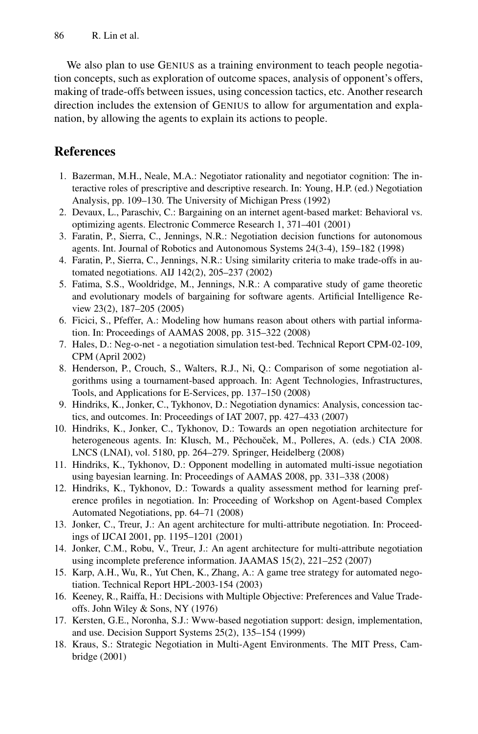We also plan to use GENIUS as a training environment to teach people negotiation concepts, such as exploration of outcome spaces, analysis of opponent's offers, making of trade-offs between issues, using concession tactics, etc. Another research direction includes the extension of GENIUS to allow for argumentation and explanation, by allowing the agents to explain its actions to people.

## References

1. Bazerman, M.H., Neale, M.A.: Negotiator rationality and negotiator cognition: The interactive roles of prescriptive and descriptive research. In: Young, H.P. (ed.) Negotiation Analysis, pp. 109–130. The University of Michigan Press (1992)
2. Devaux, L., Paraschiv, C.: Bargaining on an internet agent-based market: Behavioral vs. optimizing agents. Electronic Commerce Research 1, 371–401 (2001)
3. Faratin, P., Sierra, C., Jennings, N.R.: Negotiation decision functions for autonomous agents. Int. Journal of Robotics and Autonomous Systems 24(3-4), 159–182 (1998)
4. Faratin, P., Sierra, C., Jennings, N.R.: Using similarity criteria to make trade-offs in automated negotiations. AIJ 142(2), 205–237 (2002)
5. Fatima, S.S., Wooldridge, M., Jennings, N.R.: A comparative study of game theoretic and evolutionary models of bargaining for software agents. Artificial Intelligence Review 23(2), 187–205 (2005)
6. Ficici, S., Pfeffer, A.: Modeling how humans reason about others with partial information. In: Proceedings of AAMAS 2008, pp. 315–322 (2008)
7. Hales, D.: Neg-o-net - a negotiation simulation test-bed. Technical Report CPM-02-109, CPM (April 2002)
8. Henderson, P., Crouch, S., Walters, R.J., Ni, Q.: Comparison of some negotiation algorithms using a tournament-based approach. In: Agent Technologies, Infrastructures, Tools, and Applications for E-Services, pp. 137–150 (2008)
9. Hindriks, K., Jonker, C., Tykhonov, D.: Negotiation dynamics: Analysis, concession tactics, and outcomes. In: Proceedings of IAT 2007, pp. 427–433 (2007)
10. Hindriks, K., Jonker, C., Tykhonov, D.: Towards an open negotiation architecture for heterogeneous agents. In: Klusch, M., Pěchouček, M., Polleres, A. (eds.) CIA 2008. LNCS (LNAI), vol. 5180, pp. 264–279. Springer, Heidelberg (2008)
11. Hindriks, K., Tykhonov, D.: Opponent modelling in automated multi-issue negotiation using bayesian learning. In: Proceedings of AAMAS 2008, pp. 331–338 (2008)
12. Hindriks, K., Tykhonov, D.: Towards a quality assessment method for learning preference profiles in negotiation. In: Proceeding of Workshop on Agent-based Complex Automated Negotiations, pp. 64–71 (2008)
13. Jonker, C., Treur, J.: An agent architecture for multi-attribute negotiation. In: Proceedings of IJCAI 2001, pp. 1195–1201 (2001)
14. Jonker, C.M., Robu, V., Treur, J.: An agent architecture for multi-attribute negotiation using incomplete preference information. JAAMAS 15(2), 221–252 (2007)
15. Karp, A.H., Wu, R., Yut Chen, K., Zhang, A.: A game tree strategy for automated negotiation. Technical Report HPL-2003-154 (2003)
16. Keeney, R., Raiffa, H.: Decisions with Multiple Objective: Preferences and Value Tradeoffs. John Wiley & Sons, NY (1976)
17. Kersten, G.E., Noronha, S.J.: Www-based negotiation support: design, implementation, and use. Decision Support Systems 25(2), 135–154 (1999)
18. Kraus, S.: Strategic Negotiation in Multi-Agent Environments. The MIT Press, Cambridge (2001)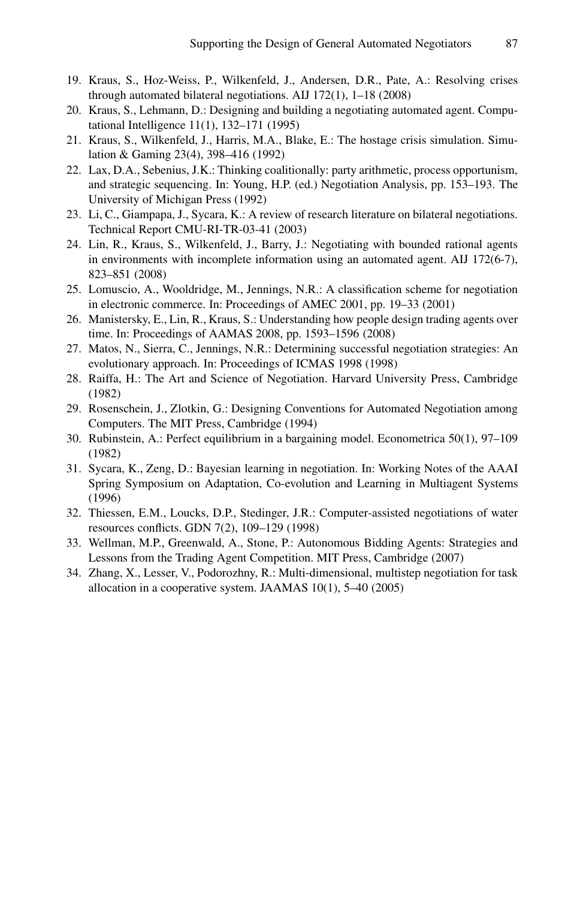19. Kraus, S., Hoz-Weiss, P., Wilkenfeld, J., Andersen, D.R., Pate, A.: Resolving crises through automated bilateral negotiations. AIJ 172(1), 1–18 (2008)
20. Kraus, S., Lehmann, D.: Designing and building a negotiating automated agent. Computational Intelligence 11(1), 132–171 (1995)
21. Kraus, S., Wilkenfeld, J., Harris, M.A., Blake, E.: The hostage crisis simulation. Simulation & Gaming 23(4), 398–416 (1992)
22. Lax, D.A., Sebenius, J.K.: Thinking coalitionally: party arithmetic, process opportunism, and strategic sequencing. In: Young, H.P. (ed.) Negotiation Analysis, pp. 153–193. The University of Michigan Press (1992)
23. Li, C., Giampapa, J., Sycara, K.: A review of research literature on bilateral negotiations. Technical Report CMU-RI-TR-03-41 (2003)
24. Lin, R., Kraus, S., Wilkenfeld, J., Barry, J.: Negotiating with bounded rational agents in environments with incomplete information using an automated agent. AIJ 172(6-7), 823–851 (2008)
25. Lomuscio, A., Wooldridge, M., Jennings, N.R.: A classification scheme for negotiation in electronic commerce. In: Proceedings of AMEC 2001, pp. 19–33 (2001)
26. Manistersky, E., Lin, R., Kraus, S.: Understanding how people design trading agents over time. In: Proceedings of AAMAS 2008, pp. 1593–1596 (2008)
27. Matos, N., Sierra, C., Jennings, N.R.: Determining successful negotiation strategies: An evolutionary approach. In: Proceedings of ICMAS 1998 (1998)
28. Raiffa, H.: The Art and Science of Negotiation. Harvard University Press, Cambridge (1982)
29. Rosenschein, J., Zlotkin, G.: Designing Conventions for Automated Negotiation among Computers. The MIT Press, Cambridge (1994)
30. Rubinstein, A.: Perfect equilibrium in a bargaining model. Econometrica 50(1), 97–109 (1982)
31. Sycara, K., Zeng, D.: Bayesian learning in negotiation. In: Working Notes of the AAAI Spring Symposium on Adaptation, Co-evolution and Learning in Multiagent Systems (1996)
32. Thiessen, E.M., Loucks, D.P., Stedinger, J.R.: Computer-assisted negotiations of water resources conflicts. GDN 7(2), 109–129 (1998)
33. Wellman, M.P., Greenwald, A., Stone, P.: Autonomous Bidding Agents: Strategies and Lessons from the Trading Agent Competition. MIT Press, Cambridge (2007)
34. Zhang, X., Lesser, V., Podorozhny, R.: Multi-dimensional, multistep negotiation for task allocation in a cooperative system. JAAMAS 10(1), 5–40 (2005)